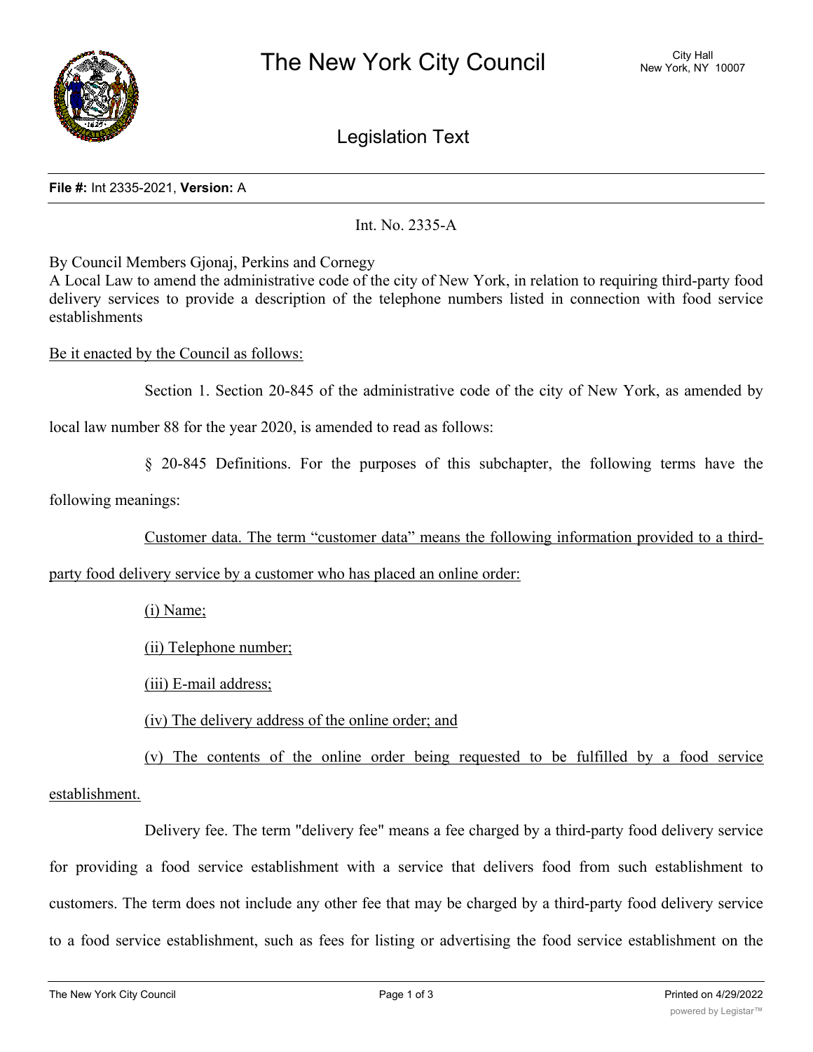# The New York City Council

City Hall
New York, NY 10007

## Legislation Text

**File #:** Int 2335-2021, **Version:** A

Int. No. 2335-A

By Council Members Gjonaj, Perkins and Cornegy

A Local Law to amend the administrative code of the city of New York, in relation to requiring third-party food delivery services to provide a description of the telephone numbers listed in connection with food service establishments

Be it enacted by the Council as follows:

Section 1. Section 20-845 of the administrative code of the city of New York, as amended by local law number 88 for the year 2020, is amended to read as follows:

§ 20-845 Definitions. For the purposes of this subchapter, the following terms have the following meanings:

Customer data. The term "customer data" means the following information provided to a third-party food delivery service by a customer who has placed an online order:

(i) Name;

(ii) Telephone number;

(iii) E-mail address;

(iv) The delivery address of the online order; and

(v) The contents of the online order being requested to be fulfilled by a food service establishment.

Delivery fee. The term "delivery fee" means a fee charged by a third-party food delivery service for providing a food service establishment with a service that delivers food from such establishment to customers. The term does not include any other fee that may be charged by a third-party food delivery service to a food service establishment, such as fees for listing or advertising the food service establishment on the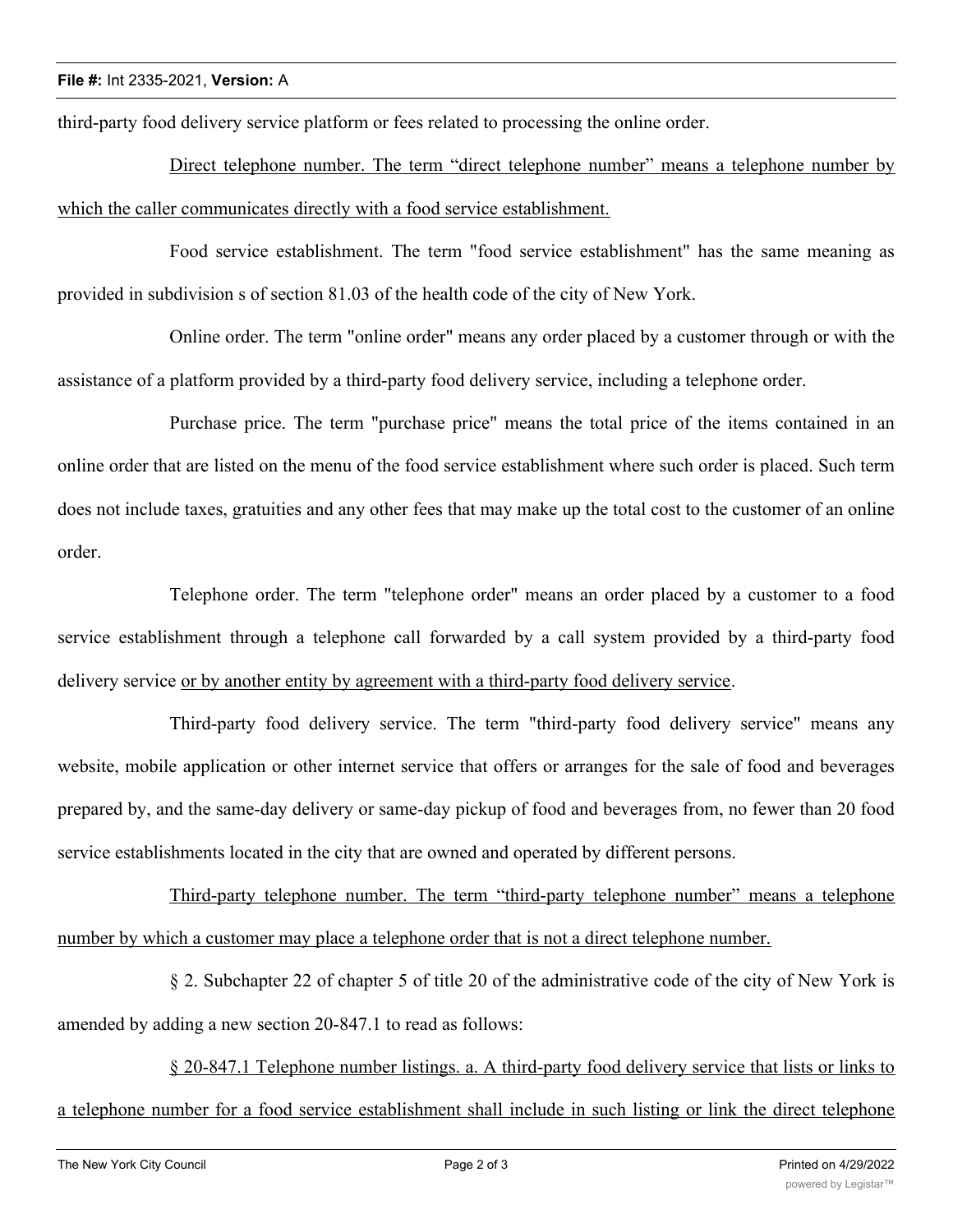third-party food delivery service platform or fees related to processing the online order.

Direct telephone number. The term “direct telephone number” means a telephone number by which the caller communicates directly with a food service establishment.

Food service establishment. The term "food service establishment" has the same meaning as provided in subdivision s of section 81.03 of the health code of the city of New York.

Online order. The term "online order" means any order placed by a customer through or with the assistance of a platform provided by a third-party food delivery service, including a telephone order.

Purchase price. The term "purchase price" means the total price of the items contained in an online order that are listed on the menu of the food service establishment where such order is placed. Such term does not include taxes, gratuities and any other fees that may make up the total cost to the customer of an online order.

Telephone order. The term "telephone order" means an order placed by a customer to a food service establishment through a telephone call forwarded by a call system provided by a third-party food delivery service or by another entity by agreement with a third-party food delivery service.

Third-party food delivery service. The term "third-party food delivery service" means any website, mobile application or other internet service that offers or arranges for the sale of food and beverages prepared by, and the same-day delivery or same-day pickup of food and beverages from, no fewer than 20 food service establishments located in the city that are owned and operated by different persons.

Third-party telephone number. The term “third-party telephone number” means a telephone number by which a customer may place a telephone order that is not a direct telephone number.

§ 2. Subchapter 22 of chapter 5 of title 20 of the administrative code of the city of New York is amended by adding a new section 20-847.1 to read as follows:

§ 20-847.1 Telephone number listings. a. A third-party food delivery service that lists or links to a telephone number for a food service establishment shall include in such listing or link the direct telephone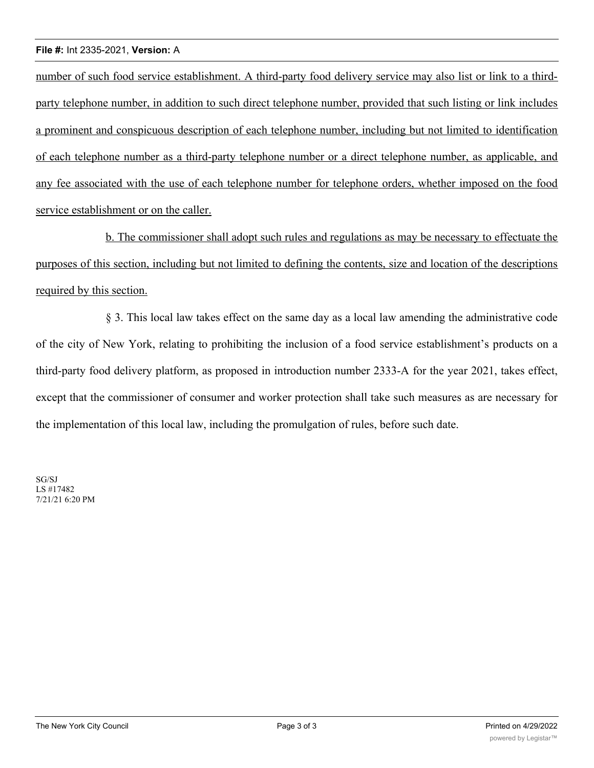number of such food service establishment. A third-party food delivery service may also list or link to a third-party telephone number, in addition to such direct telephone number, provided that such listing or link includes a prominent and conspicuous description of each telephone number, including but not limited to identification of each telephone number as a third-party telephone number or a direct telephone number, as applicable, and any fee associated with the use of each telephone number for telephone orders, whether imposed on the food service establishment or on the caller.

b. The commissioner shall adopt such rules and regulations as may be necessary to effectuate the purposes of this section, including but not limited to defining the contents, size and location of the descriptions required by this section.

§ 3. This local law takes effect on the same day as a local law amending the administrative code of the city of New York, relating to prohibiting the inclusion of a food service establishment's products on a third-party food delivery platform, as proposed in introduction number 2333-A for the year 2021, takes effect, except that the commissioner of consumer and worker protection shall take such measures as are necessary for the implementation of this local law, including the promulgation of rules, before such date.

SG/SJ
LS #17482
7/21/21 6:20 PM